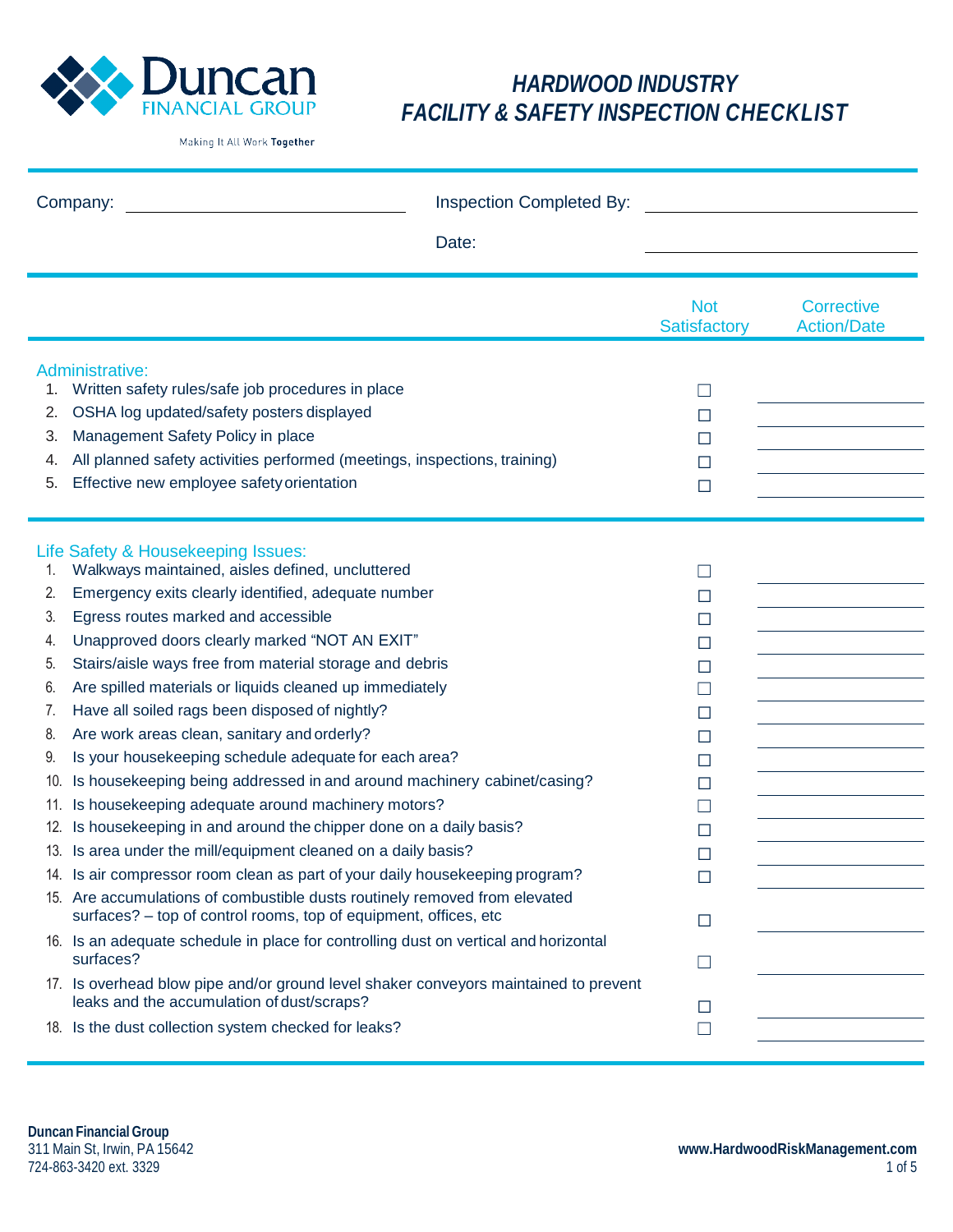Duncan FINANCIAL GROUP

Making It All Work Together

# HARDWOOD INDUSTRY FACILITY & SAFETY INSPECTION CHECKLIST

Company: ____________________ Inspection Completed By: ____________________

Date: ____________________

| | Not Satisfactory | Corrective Action/Date |
|---|---|---|
| **Administrative:** | | |
| 1. Written safety rules/safe job procedures in place | ☐ | |
| 2. OSHA log updated/safety posters displayed | ☐ | |
| 3. Management Safety Policy in place | ☐ | |
| 4. All planned safety activities performed (meetings, inspections, training) | ☐ | |
| 5. Effective new employee safety orientation | ☐ | |
| **Life Safety & Housekeeping Issues:** | | |
| 1. Walkways maintained, aisles defined, uncluttered | ☐ | |
| 2. Emergency exits clearly identified, adequate number | ☐ | |
| 3. Egress routes marked and accessible | ☐ | |
| 4. Unapproved doors clearly marked “NOT AN EXIT” | ☐ | |
| 5. Stairs/aisle ways free from material storage and debris | ☐ | |
| 6. Are spilled materials or liquids cleaned up immediately | ☐ | |
| 7. Have all soiled rags been disposed of nightly? | ☐ | |
| 8. Are work areas clean, sanitary and orderly? | ☐ | |
| 9. Is your housekeeping schedule adequate for each area? | ☐ | |
| 10. Is housekeeping being addressed in and around machinery cabinet/casing? | ☐ | |
| 11. Is housekeeping adequate around machinery motors? | ☐ | |
| 12. Is housekeeping in and around the chipper done on a daily basis? | ☐ | |
| 13. Is area under the mill/equipment cleaned on a daily basis? | ☐ | |
| 14. Is air compressor room clean as part of your daily housekeeping program? | ☐ | |
| 15. Are accumulations of combustible dusts routinely removed from elevated surfaces? – top of control rooms, top of equipment, offices, etc | ☐ | |
| 16. Is an adequate schedule in place for controlling dust on vertical and horizontal surfaces? | ☐ | |
| 17. Is overhead blow pipe and/or ground level shaker conveyors maintained to prevent leaks and the accumulation of dust/scraps? | ☐ | |
| 18. Is the dust collection system checked for leaks? | ☐ | |

**Duncan Financial Group**
311 Main St, Irwin, PA 15642
724-863-3420 ext. 3329

**www.HardwoodRiskManagement.com**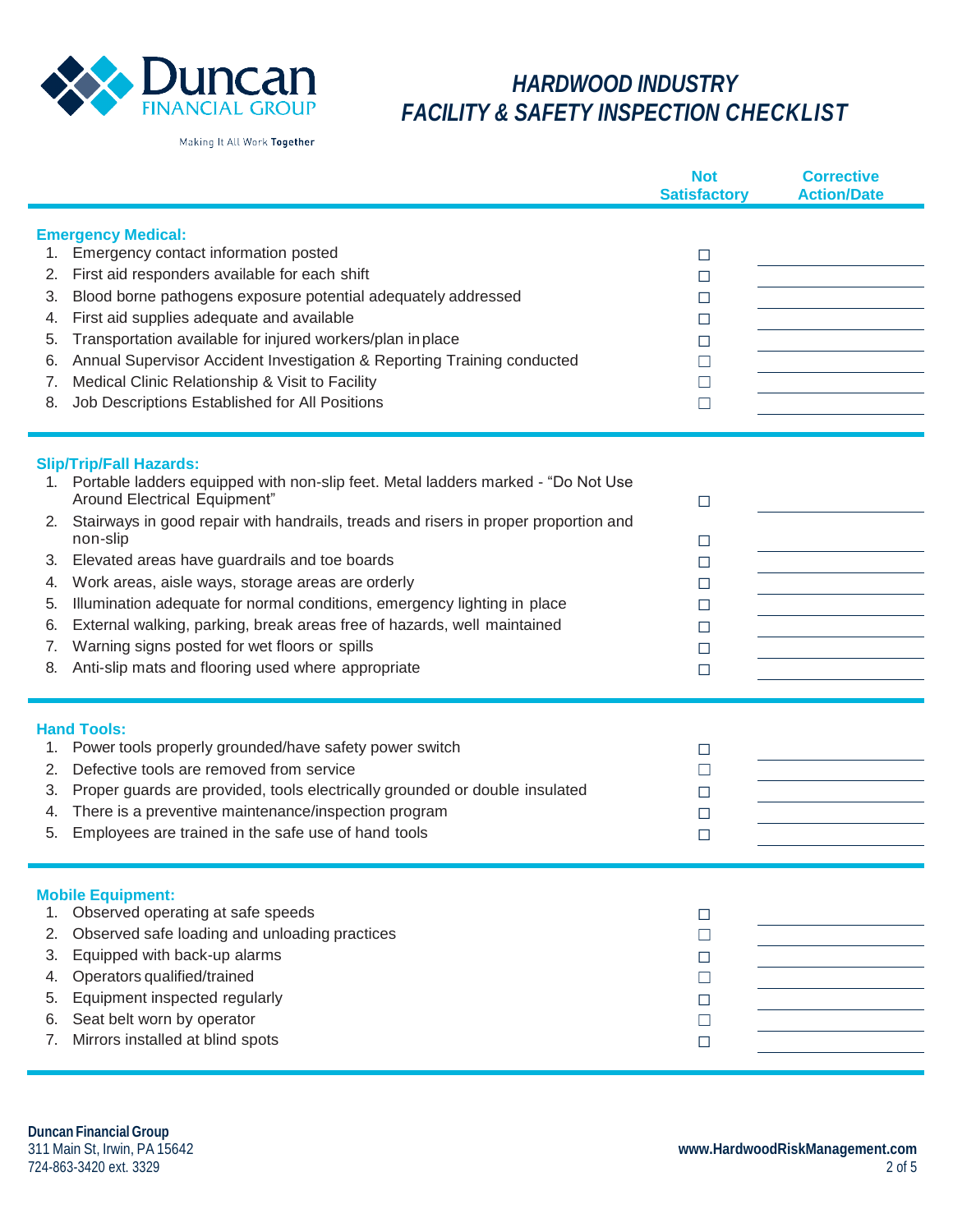# HARDWOOD INDUSTRY FACILITY & SAFETY INSPECTION CHECKLIST

| | Not Satisfactory | Corrective Action/Date |
|---|---|---|
| **Emergency Medical:** | | |
| 1. Emergency contact information posted | ☐ | |
| 2. First aid responders available for each shift | ☐ | |
| 3. Blood borne pathogens exposure potential adequately addressed | ☐ | |
| 4. First aid supplies adequate and available | ☐ | |
| 5. Transportation available for injured workers/plan in place | ☐ | |
| 6. Annual Supervisor Accident Investigation & Reporting Training conducted | ☐ | |
| 7. Medical Clinic Relationship & Visit to Facility | ☐ | |
| 8. Job Descriptions Established for All Positions | ☐ | |
| **Slip/Trip/Fall Hazards:** | | |
| 1. Portable ladders equipped with non-slip feet. Metal ladders marked - "Do Not Use Around Electrical Equipment" | ☐ | |
| 2. Stairways in good repair with handrails, treads and risers in proper proportion and non-slip | ☐ | |
| 3. Elevated areas have guardrails and toe boards | ☐ | |
| 4. Work areas, aisle ways, storage areas are orderly | ☐ | |
| 5. Illumination adequate for normal conditions, emergency lighting in place | ☐ | |
| 6. External walking, parking, break areas free of hazards, well maintained | ☐ | |
| 7. Warning signs posted for wet floors or spills | ☐ | |
| 8. Anti-slip mats and flooring used where appropriate | ☐ | |
| **Hand Tools:** | | |
| 1. Power tools properly grounded/have safety power switch | ☐ | |
| 2. Defective tools are removed from service | ☐ | |
| 3. Proper guards are provided, tools electrically grounded or double insulated | ☐ | |
| 4. There is a preventive maintenance/inspection program | ☐ | |
| 5. Employees are trained in the safe use of hand tools | ☐ | |
| **Mobile Equipment:** | | |
| 1. Observed operating at safe speeds | ☐ | |
| 2. Observed safe loading and unloading practices | ☐ | |
| 3. Equipped with back-up alarms | ☐ | |
| 4. Operators qualified/trained | ☐ | |
| 5. Equipment inspected regularly | ☐ | |
| 6. Seat belt worn by operator | ☐ | |
| 7. Mirrors installed at blind spots | ☐ | |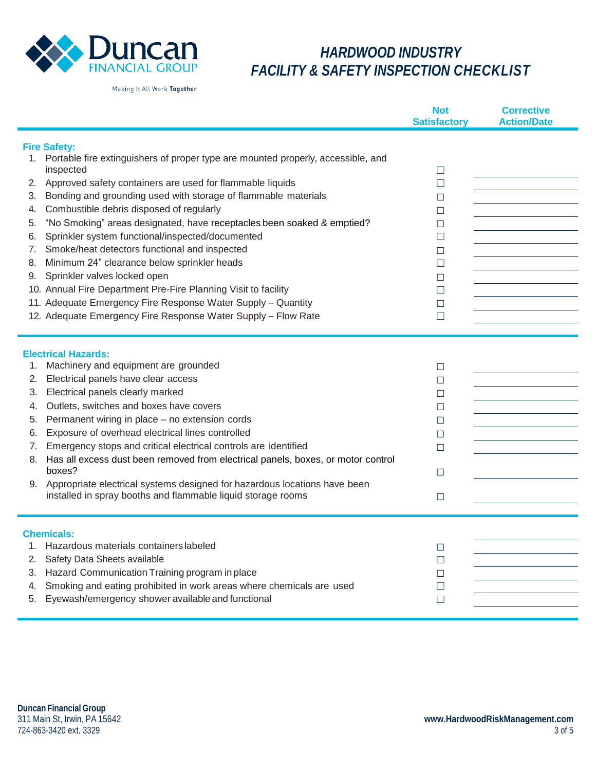# HARDWOOD INDUSTRY FACILITY & SAFETY INSPECTION CHECKLIST

Duncan Financial Group

Making It All Work Together

| | Not Satisfactory | Corrective Action/Date |
|---|---|---|
| **Fire Safety:** | | |
| 1. Portable fire extinguishers of proper type are mounted properly, accessible, and inspected | ☐ | |
| 2. Approved safety containers are used for flammable liquids | ☐ | |
| 3. Bonding and grounding used with storage of flammable materials | ☐ | |
| 4. Combustible debris disposed of regularly | ☐ | |
| 5. "No Smoking" areas designated, have receptacles been soaked & emptied? | ☐ | |
| 6. Sprinkler system functional/inspected/documented | ☐ | |
| 7. Smoke/heat detectors functional and inspected | ☐ | |
| 8. Minimum 24" clearance below sprinkler heads | ☐ | |
| 9. Sprinkler valves locked open | ☐ | |
| 10. Annual Fire Department Pre-Fire Planning Visit to facility | ☐ | |
| 11. Adequate Emergency Fire Response Water Supply – Quantity | ☐ | |
| 12. Adequate Emergency Fire Response Water Supply – Flow Rate | ☐ | |
| **Electrical Hazards:** | | |
| 1. Machinery and equipment are grounded | ☐ | |
| 2. Electrical panels have clear access | ☐ | |
| 3. Electrical panels clearly marked | ☐ | |
| 4. Outlets, switches and boxes have covers | ☐ | |
| 5. Permanent wiring in place – no extension cords | ☐ | |
| 6. Exposure of overhead electrical lines controlled | ☐ | |
| 7. Emergency stops and critical electrical controls are identified | ☐ | |
| 8. Has all excess dust been removed from electrical panels, boxes, or motor control boxes? | ☐ | |
| 9. Appropriate electrical systems designed for hazardous locations have been installed in spray booths and flammable liquid storage rooms | ☐ | |
| **Chemicals:** | | |
| 1. Hazardous materials containers labeled | ☐ | |
| 2. Safety Data Sheets available | ☐ | |
| 3. Hazard Communication Training program in place | ☐ | |
| 4. Smoking and eating prohibited in work areas where chemicals are used | ☐ | |
| 5. Eyewash/emergency shower available and functional | ☐ | |

**Duncan Financial Group**
311 Main St, Irwin, PA 15642
724-863-3420 ext. 3329

**www.HardwoodRiskManagement.com**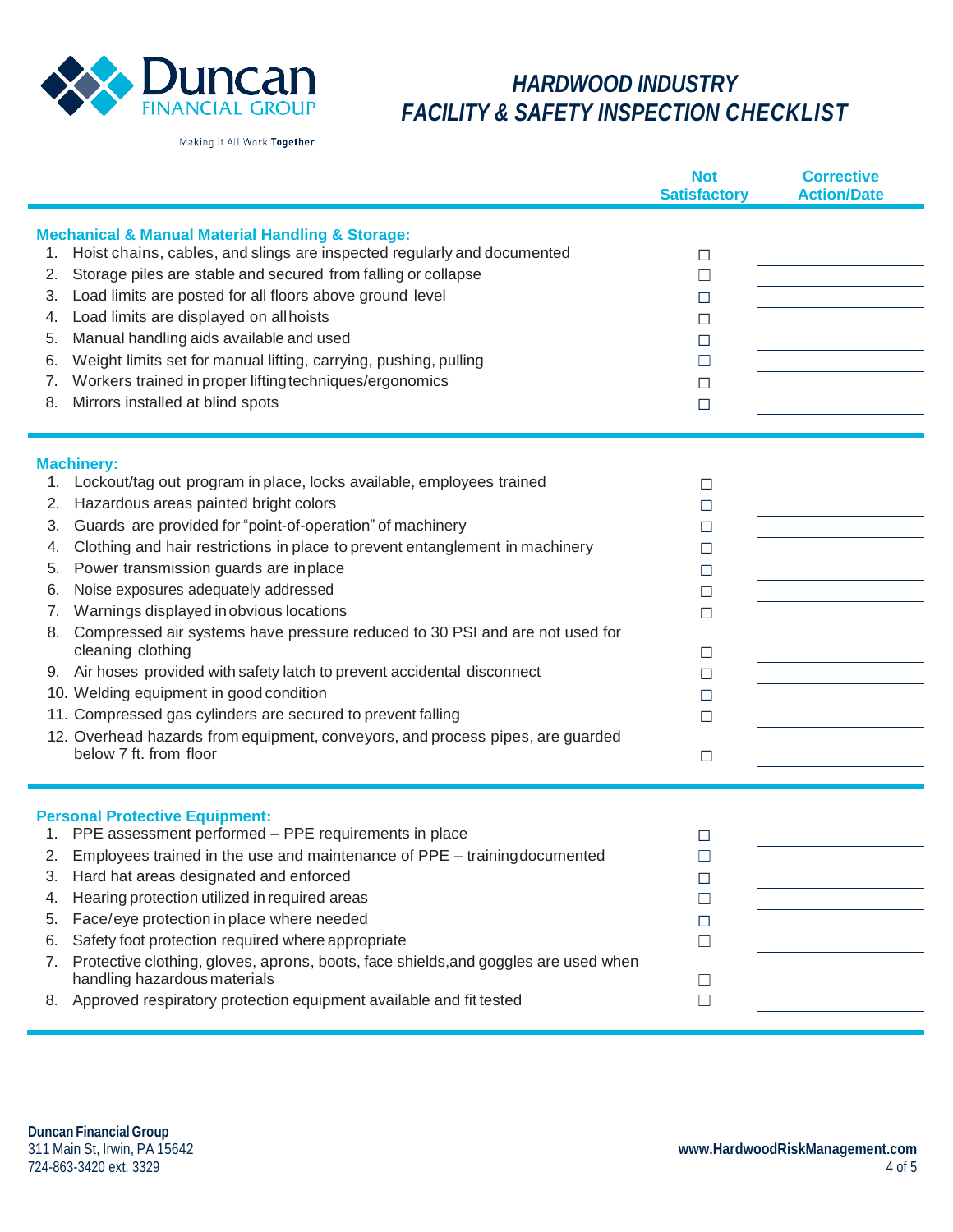Duncan FINANCIAL GROUP

Making It All Work **Together**

# *HARDWOOD INDUSTRY FACILITY & SAFETY INSPECTION CHECKLIST*

| | Not Satisfactory | Corrective Action/Date |
|---|---|---|
| **Mechanical & Manual Material Handling & Storage:** | | |
| 1. Hoist chains, cables, and slings are inspected regularly and documented | ☐ | |
| 2. Storage piles are stable and secured from falling or collapse | ☐ | |
| 3. Load limits are posted for all floors above ground level | ☐ | |
| 4. Load limits are displayed on all hoists | ☐ | |
| 5. Manual handling aids available and used | ☐ | |
| 6. Weight limits set for manual lifting, carrying, pushing, pulling | ☐ | |
| 7. Workers trained in proper lifting techniques/ergonomics | ☐ | |
| 8. Mirrors installed at blind spots | ☐ | |
| **Machinery:** | | |
| 1. Lockout/tag out program in place, locks available, employees trained | ☐ | |
| 2. Hazardous areas painted bright colors | ☐ | |
| 3. Guards are provided for "point-of-operation" of machinery | ☐ | |
| 4. Clothing and hair restrictions in place to prevent entanglement in machinery | ☐ | |
| 5. Power transmission guards are in place | ☐ | |
| 6. Noise exposures adequately addressed | ☐ | |
| 7. Warnings displayed in obvious locations | ☐ | |
| 8. Compressed air systems have pressure reduced to 30 PSI and are not used for cleaning clothing | ☐ | |
| 9. Air hoses provided with safety latch to prevent accidental disconnect | ☐ | |
| 10. Welding equipment in good condition | ☐ | |
| 11. Compressed gas cylinders are secured to prevent falling | ☐ | |
| 12. Overhead hazards from equipment, conveyors, and process pipes, are guarded below 7 ft. from floor | ☐ | |
| **Personal Protective Equipment:** | | |
| 1. PPE assessment performed – PPE requirements in place | ☐ | |
| 2. Employees trained in the use and maintenance of PPE – training documented | ☐ | |
| 3. Hard hat areas designated and enforced | ☐ | |
| 4. Hearing protection utilized in required areas | ☐ | |
| 5. Face/eye protection in place where needed | ☐ | |
| 6. Safety foot protection required where appropriate | ☐ | |
| 7. Protective clothing, gloves, aprons, boots, face shields,and goggles are used when handling hazardous materials | ☐ | |
| 8. Approved respiratory protection equipment available and fit tested | ☐ | |

**Duncan Financial Group**
311 Main St, Irwin, PA 15642
724-863-3420 ext. 3329

**www.HardwoodRiskManagement.com**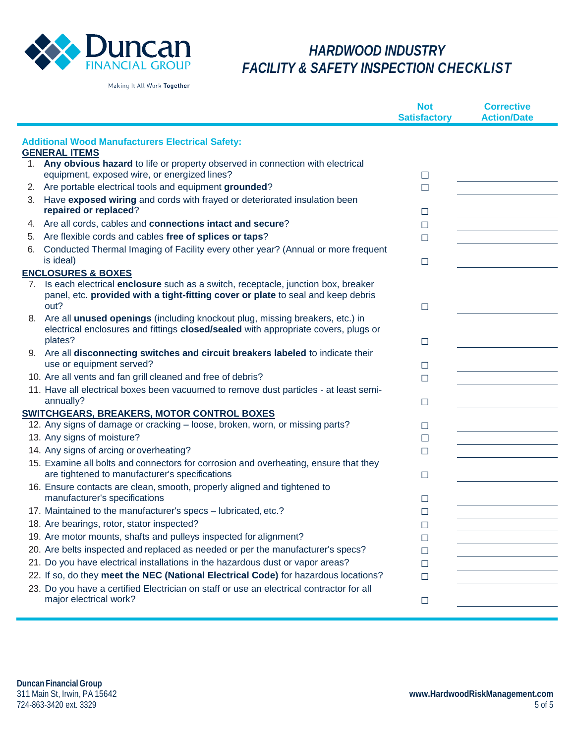# HARDWOOD INDUSTRY
# FACILITY & SAFETY INSPECTION CHECKLIST

Duncan FINANCIAL GROUP

Making It All Work **Together**

| | Not Satisfactory | Corrective Action/Date |
|---|---|---|
| **Additional Wood Manufacturers Electrical Safety:** | | |
| **GENERAL ITEMS** | | |
| 1. **Any obvious hazard** to life or property observed in connection with electrical equipment, exposed wire, or energized lines? | ☐ | |
| 2. Are portable electrical tools and equipment **grounded**? | ☐ | |
| 3. Have **exposed wiring** and cords with frayed or deteriorated insulation been **repaired or replaced**? | ☐ | |
| 4. Are all cords, cables and **connections intact and secure**? | ☐ | |
| 5. Are flexible cords and cables **free of splices or taps**? | ☐ | |
| 6. Conducted Thermal Imaging of Facility every other year? (Annual or more frequent is ideal) | ☐ | |
| **ENCLOSURES & BOXES** | | |
| 7. Is each electrical **enclosure** such as a switch, receptacle, junction box, breaker panel, etc. **provided with a tight-fitting cover or plate** to seal and keep debris out? | ☐ | |
| 8. Are all **unused openings** (including knockout plug, missing breakers, etc.) in electrical enclosures and fittings **closed/sealed** with appropriate covers, plugs or plates? | ☐ | |
| 9. Are all **disconnecting switches and circuit breakers labeled** to indicate their use or equipment served? | ☐ | |
| 10. Are all vents and fan grill cleaned and free of debris? | ☐ | |
| 11. Have all electrical boxes been vacuumed to remove dust particles - at least semi-annually? | ☐ | |
| **SWITCHGEARS, BREAKERS, MOTOR CONTROL BOXES** | | |
| 12. Any signs of damage or cracking – loose, broken, worn, or missing parts? | ☐ | |
| 13. Any signs of moisture? | ☐ | |
| 14. Any signs of arcing or overheating? | ☐ | |
| 15. Examine all bolts and connectors for corrosion and overheating, ensure that they are tightened to manufacturer's specifications | ☐ | |
| 16. Ensure contacts are clean, smooth, properly aligned and tightened to manufacturer's specifications | ☐ | |
| 17. Maintained to the manufacturer's specs – lubricated, etc.? | ☐ | |
| 18. Are bearings, rotor, stator inspected? | ☐ | |
| 19. Are motor mounts, shafts and pulleys inspected for alignment? | ☐ | |
| 20. Are belts inspected and replaced as needed or per the manufacturer's specs? | ☐ | |
| 21. Do you have electrical installations in the hazardous dust or vapor areas? | ☐ | |
| 22. If so, do they **meet the NEC (National Electrical Code)** for hazardous locations? | ☐ | |
| 23. Do you have a certified Electrician on staff or use an electrical contractor for all major electrical work? | ☐ | |

**Duncan Financial Group**
311 Main St, Irwin, PA 15642
724-863-3420 ext. 3329

**www.HardwoodRiskManagement.com**